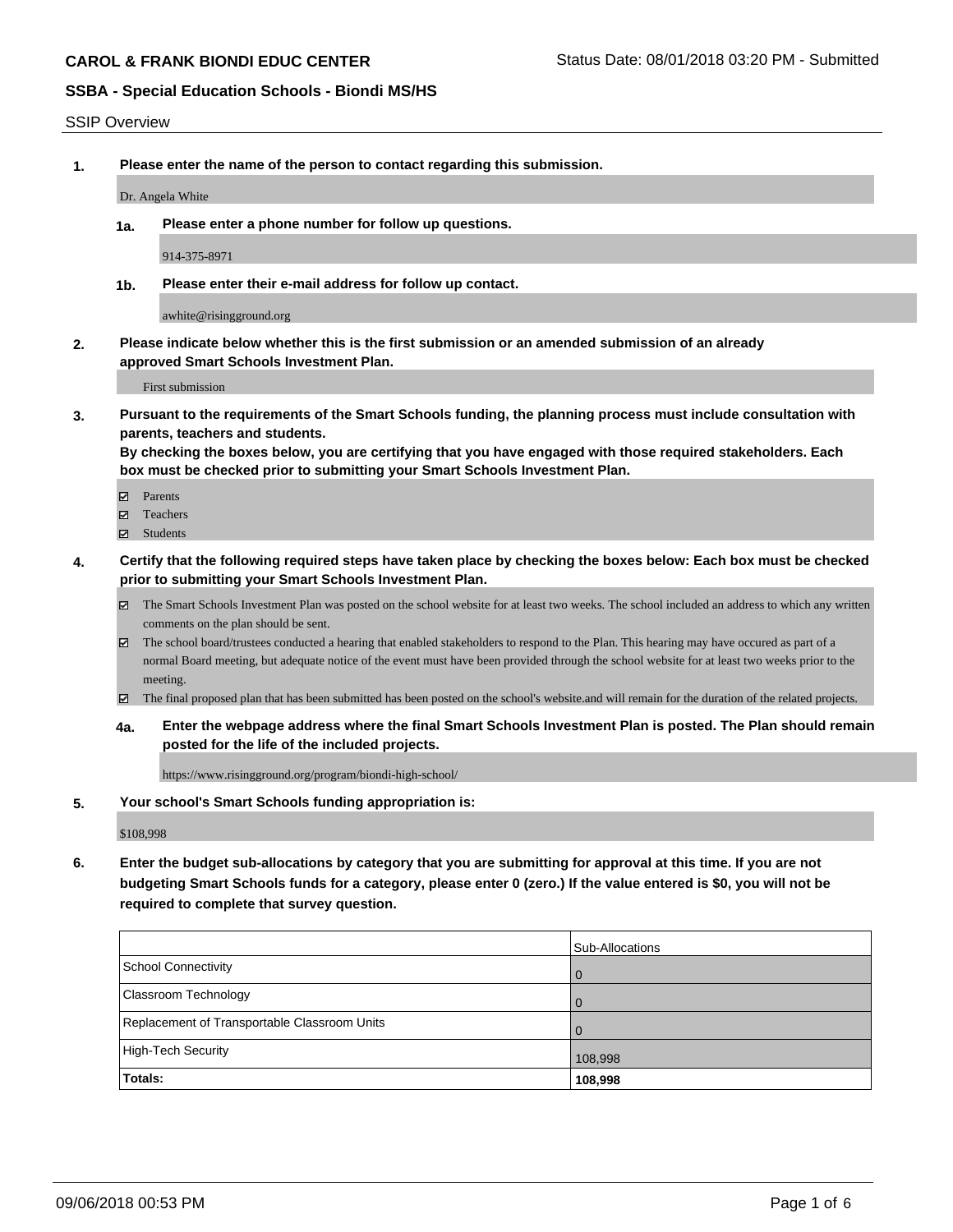**CAROL & FRANK BIONDI EDUC CENTER**

Status Date: 08/01/2018 03:20 PM - Submitted

**SSBA - Special Education Schools - Biondi MS/HS**

SSIP Overview

**1. Please enter the name of the person to contact regarding this submission.**

Dr. Angela White

**1a. Please enter a phone number for follow up questions.**

914-375-8971

**1b. Please enter their e-mail address for follow up contact.**

awhite@risingground.org

**2. Please indicate below whether this is the first submission or an amended submission of an already approved Smart Schools Investment Plan.**

First submission

**3. Pursuant to the requirements of the Smart Schools funding, the planning process must include consultation with parents, teachers and students.**
**By checking the boxes below, you are certifying that you have engaged with those required stakeholders. Each box must be checked prior to submitting your Smart Schools Investment Plan.**

- [x] Parents
- [x] Teachers
- [x] Students

**4. Certify that the following required steps have taken place by checking the boxes below: Each box must be checked prior to submitting your Smart Schools Investment Plan.**

- [x] The Smart Schools Investment Plan was posted on the school website for at least two weeks. The school included an address to which any written comments on the plan should be sent.
- [x] The school board/trustees conducted a hearing that enabled stakeholders to respond to the Plan. This hearing may have occured as part of a normal Board meeting, but adequate notice of the event must have been provided through the school website for at least two weeks prior to the meeting.
- [x] The final proposed plan that has been submitted has been posted on the school's website.and will remain for the duration of the related projects.

**4a. Enter the webpage address where the final Smart Schools Investment Plan is posted. The Plan should remain posted for the life of the included projects.**

https://www.risingground.org/program/biondi-high-school/

**5. Your school's Smart Schools funding appropriation is:**

$108,998

**6. Enter the budget sub-allocations by category that you are submitting for approval at this time. If you are not budgeting Smart Schools funds for a category, please enter 0 (zero.) If the value entered is $0, you will not be required to complete that survey question.**

| | Sub-Allocations |
|---|---|
| School Connectivity | 0 |
| Classroom Technology | 0 |
| Replacement of Transportable Classroom Units | 0 |
| High-Tech Security | 108,998 |
| **Totals:** | **108,998** |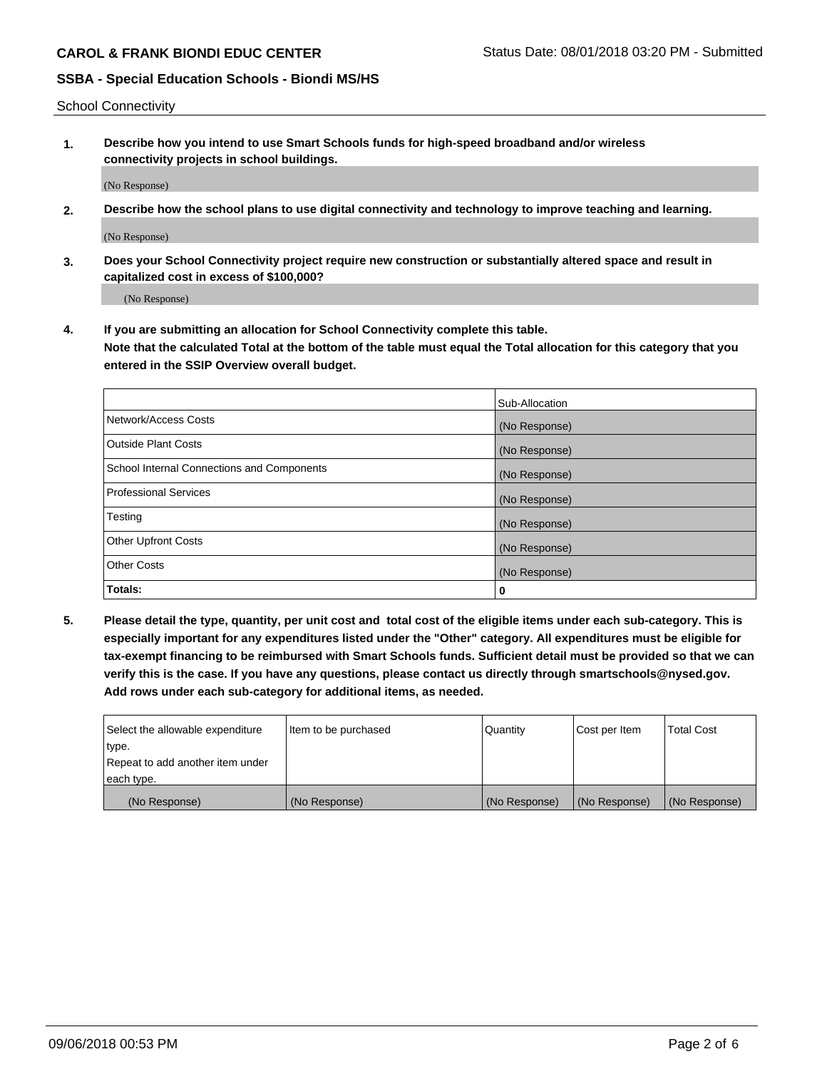School Connectivity

**1. Describe how you intend to use Smart Schools funds for high-speed broadband and/or wireless connectivity projects in school buildings.**

(No Response)

**2. Describe how the school plans to use digital connectivity and technology to improve teaching and learning.**

(No Response)

**3. Does your School Connectivity project require new construction or substantially altered space and result in capitalized cost in excess of $100,000?**

(No Response)

**4. If you are submitting an allocation for School Connectivity complete this table. Note that the calculated Total at the bottom of the table must equal the Total allocation for this category that you entered in the SSIP Overview overall budget.**

| | Sub-Allocation |
|---|---|
| Network/Access Costs | (No Response) |
| Outside Plant Costs | (No Response) |
| School Internal Connections and Components | (No Response) |
| Professional Services | (No Response) |
| Testing | (No Response) |
| Other Upfront Costs | (No Response) |
| Other Costs | (No Response) |
| **Totals:** | **0** |

**5. Please detail the type, quantity, per unit cost and total cost of the eligible items under each sub-category. This is especially important for any expenditures listed under the "Other" category. All expenditures must be eligible for tax-exempt financing to be reimbursed with Smart Schools funds. Sufficient detail must be provided so that we can verify this is the case. If you have any questions, please contact us directly through smartschools@nysed.gov. Add rows under each sub-category for additional items, as needed.**

| Select the allowable expenditure type. Repeat to add another item under each type. | Item to be purchased | Quantity | Cost per Item | Total Cost |
|---|---|---|---|---|
| (No Response) | (No Response) | (No Response) | (No Response) | (No Response) |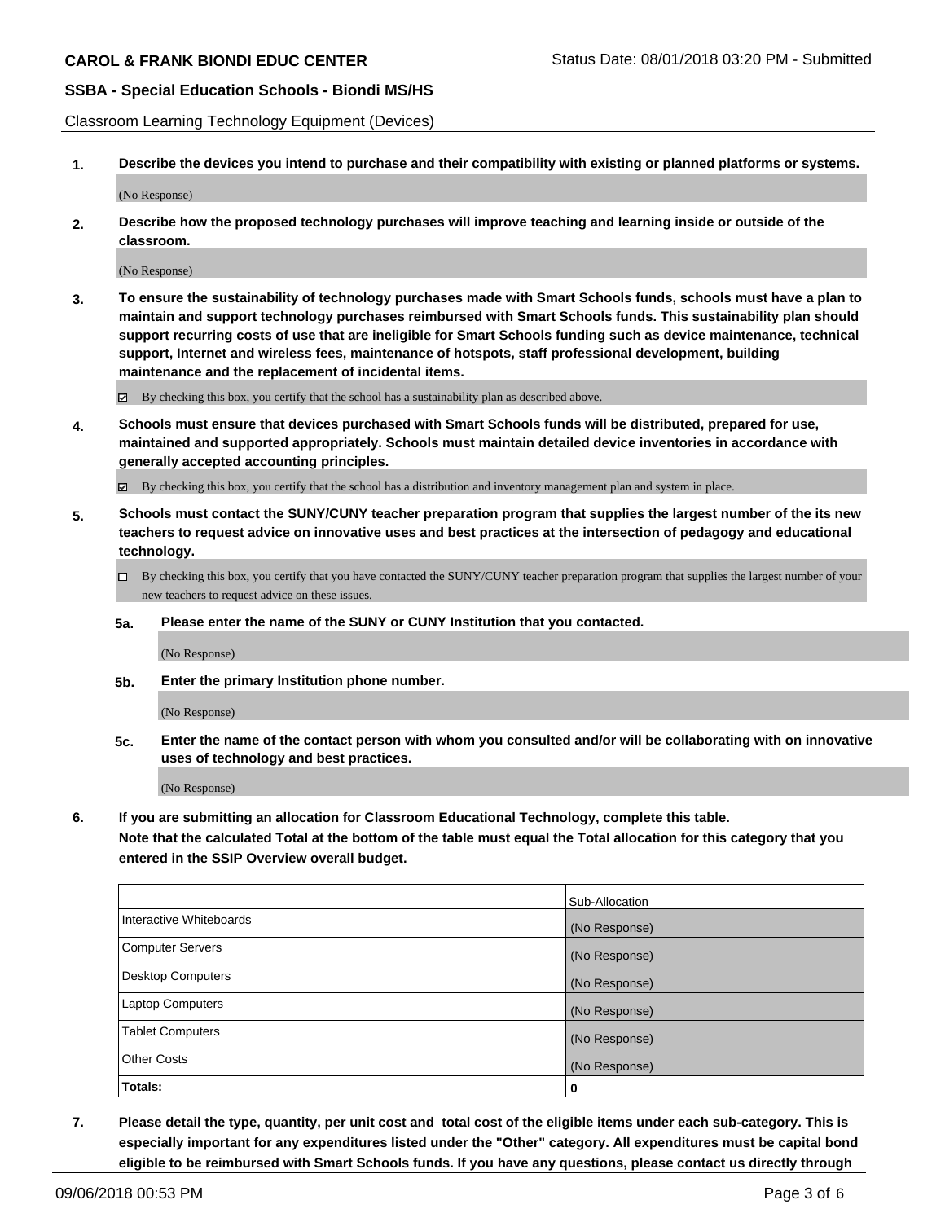Classroom Learning Technology Equipment (Devices)

**1. Describe the devices you intend to purchase and their compatibility with existing or planned platforms or systems.**

(No Response)

**2. Describe how the proposed technology purchases will improve teaching and learning inside or outside of the classroom.**

(No Response)

**3. To ensure the sustainability of technology purchases made with Smart Schools funds, schools must have a plan to maintain and support technology purchases reimbursed with Smart Schools funds. This sustainability plan should support recurring costs of use that are ineligible for Smart Schools funding such as device maintenance, technical support, Internet and wireless fees, maintenance of hotspots, staff professional development, building maintenance and the replacement of incidental items.**

☑ By checking this box, you certify that the school has a sustainability plan as described above.

**4. Schools must ensure that devices purchased with Smart Schools funds will be distributed, prepared for use, maintained and supported appropriately. Schools must maintain detailed device inventories in accordance with generally accepted accounting principles.**

☑ By checking this box, you certify that the school has a distribution and inventory management plan and system in place.

**5. Schools must contact the SUNY/CUNY teacher preparation program that supplies the largest number of the its new teachers to request advice on innovative uses and best practices at the intersection of pedagogy and educational technology.**

☐ By checking this box, you certify that you have contacted the SUNY/CUNY teacher preparation program that supplies the largest number of your new teachers to request advice on these issues.

**5a. Please enter the name of the SUNY or CUNY Institution that you contacted.**

(No Response)

**5b. Enter the primary Institution phone number.**

(No Response)

**5c. Enter the name of the contact person with whom you consulted and/or will be collaborating with on innovative uses of technology and best practices.**

(No Response)

**6. If you are submitting an allocation for Classroom Educational Technology, complete this table.**
**Note that the calculated Total at the bottom of the table must equal the Total allocation for this category that you entered in the SSIP Overview overall budget.**

| | Sub-Allocation |
|---|---|
| Interactive Whiteboards | (No Response) |
| Computer Servers | (No Response) |
| Desktop Computers | (No Response) |
| Laptop Computers | (No Response) |
| Tablet Computers | (No Response) |
| Other Costs | (No Response) |
| **Totals:** | **0** |

**7. Please detail the type, quantity, per unit cost and total cost of the eligible items under each sub-category. This is especially important for any expenditures listed under the "Other" category. All expenditures must be capital bond eligible to be reimbursed with Smart Schools funds. If you have any questions, please contact us directly through**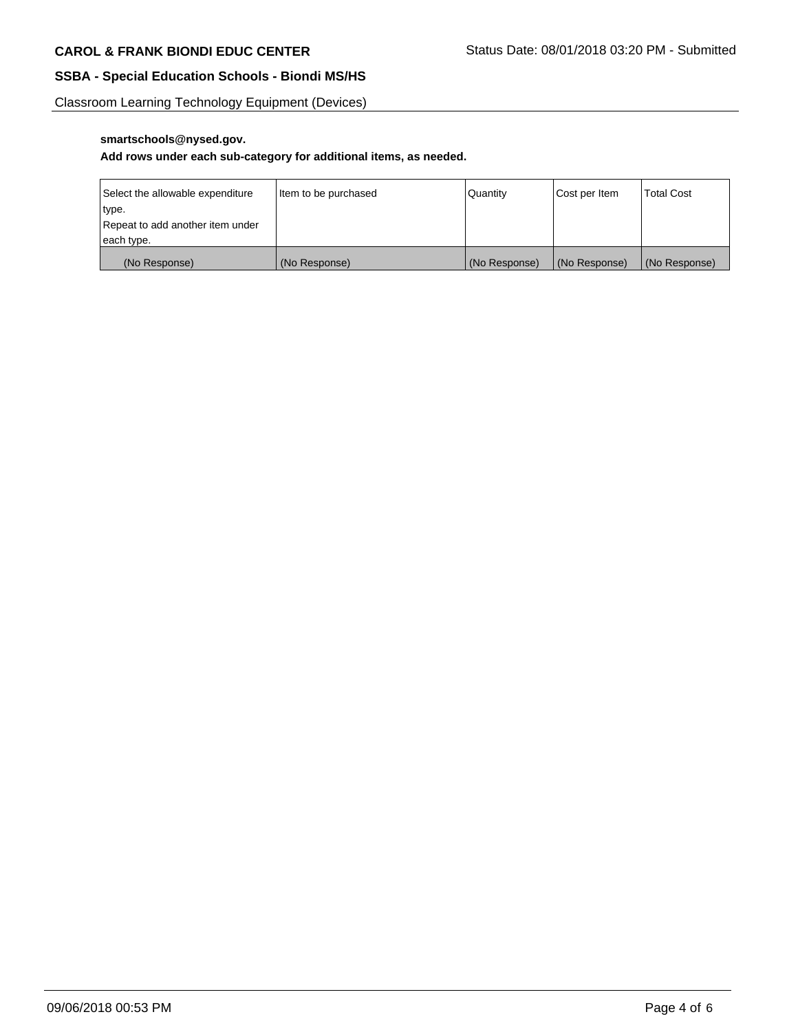**smartschools@nysed.gov.**

**Add rows under each sub-category for additional items, as needed.**

| Select the allowable expenditure type. Repeat to add another item under each type. | Item to be purchased | Quantity | Cost per Item | Total Cost |
|---|---|---|---|---|
| (No Response) | (No Response) | (No Response) | (No Response) | (No Response) |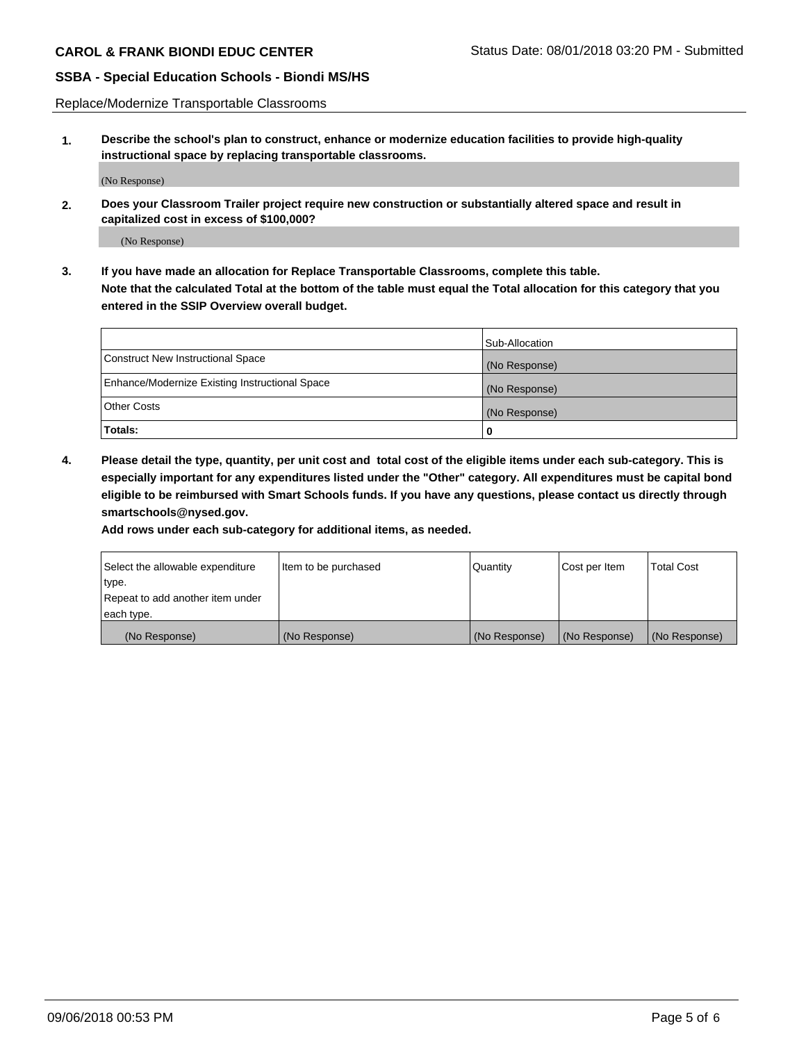Replace/Modernize Transportable Classrooms

**1. Describe the school's plan to construct, enhance or modernize education facilities to provide high-quality instructional space by replacing transportable classrooms.**

(No Response)

**2. Does your Classroom Trailer project require new construction or substantially altered space and result in capitalized cost in excess of $100,000?**

(No Response)

**3. If you have made an allocation for Replace Transportable Classrooms, complete this table. Note that the calculated Total at the bottom of the table must equal the Total allocation for this category that you entered in the SSIP Overview overall budget.**

| | Sub-Allocation |
|---|---|
| Construct New Instructional Space | (No Response) |
| Enhance/Modernize Existing Instructional Space | (No Response) |
| Other Costs | (No Response) |
| **Totals:** | **0** |

**4. Please detail the type, quantity, per unit cost and total cost of the eligible items under each sub-category. This is especially important for any expenditures listed under the "Other" category. All expenditures must be capital bond eligible to be reimbursed with Smart Schools funds. If you have any questions, please contact us directly through smartschools@nysed.gov.**

**Add rows under each sub-category for additional items, as needed.**

| Select the allowable expenditure type. Repeat to add another item under each type. | Item to be purchased | Quantity | Cost per Item | Total Cost |
|---|---|---|---|---|
| (No Response) | (No Response) | (No Response) | (No Response) | (No Response) |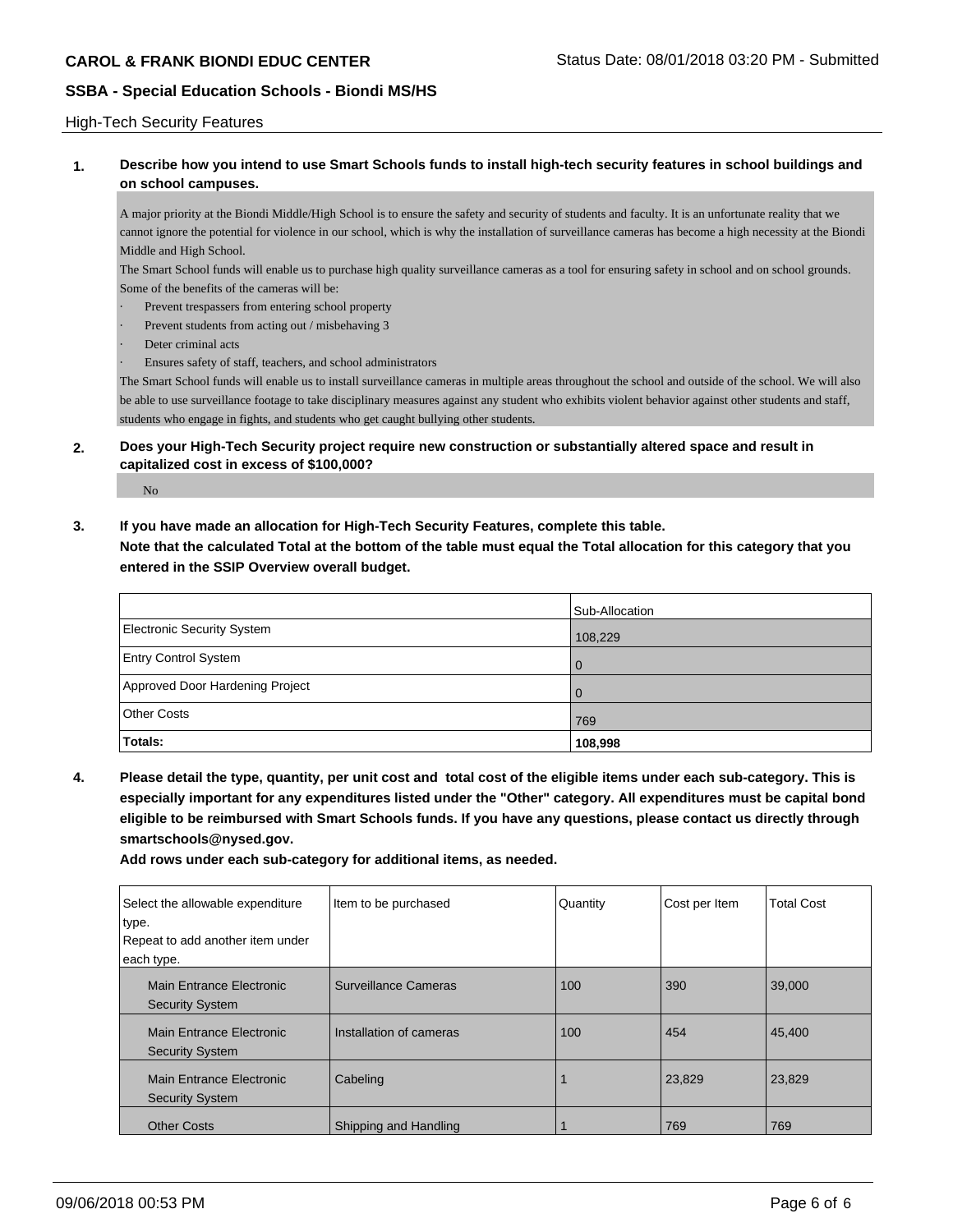High-Tech Security Features

**1. Describe how you intend to use Smart Schools funds to install high-tech security features in school buildings and on school campuses.**

A major priority at the Biondi Middle/High School is to ensure the safety and security of students and faculty. It is an unfortunate reality that we cannot ignore the potential for violence in our school, which is why the installation of surveillance cameras has become a high necessity at the Biondi Middle and High School.

The Smart School funds will enable us to purchase high quality surveillance cameras as a tool for ensuring safety in school and on school grounds. Some of the benefits of the cameras will be:

- Prevent trespassers from entering school property
- Prevent students from acting out / misbehaving 3
- Deter criminal acts
- Ensures safety of staff, teachers, and school administrators

The Smart School funds will enable us to install surveillance cameras in multiple areas throughout the school and outside of the school. We will also be able to use surveillance footage to take disciplinary measures against any student who exhibits violent behavior against other students and staff, students who engage in fights, and students who get caught bullying other students.

**2. Does your High-Tech Security project require new construction or substantially altered space and result in capitalized cost in excess of $100,000?**

No

**3. If you have made an allocation for High-Tech Security Features, complete this table.**
**Note that the calculated Total at the bottom of the table must equal the Total allocation for this category that you entered in the SSIP Overview overall budget.**

| | Sub-Allocation |
|---|---|
| Electronic Security System | 108,229 |
| Entry Control System | 0 |
| Approved Door Hardening Project | 0 |
| Other Costs | 769 |
| **Totals:** | **108,998** |

**4. Please detail the type, quantity, per unit cost and total cost of the eligible items under each sub-category. This is especially important for any expenditures listed under the "Other" category. All expenditures must be capital bond eligible to be reimbursed with Smart Schools funds. If you have any questions, please contact us directly through smartschools@nysed.gov.**

**Add rows under each sub-category for additional items, as needed.**

| Select the allowable expenditure type. Repeat to add another item under each type. | Item to be purchased | Quantity | Cost per Item | Total Cost |
|---|---|---|---|---|
| Main Entrance Electronic Security System | Surveillance Cameras | 100 | 390 | 39,000 |
| Main Entrance Electronic Security System | Installation of cameras | 100 | 454 | 45,400 |
| Main Entrance Electronic Security System | Cabeling | 1 | 23,829 | 23,829 |
| Other Costs | Shipping and Handling | 1 | 769 | 769 |